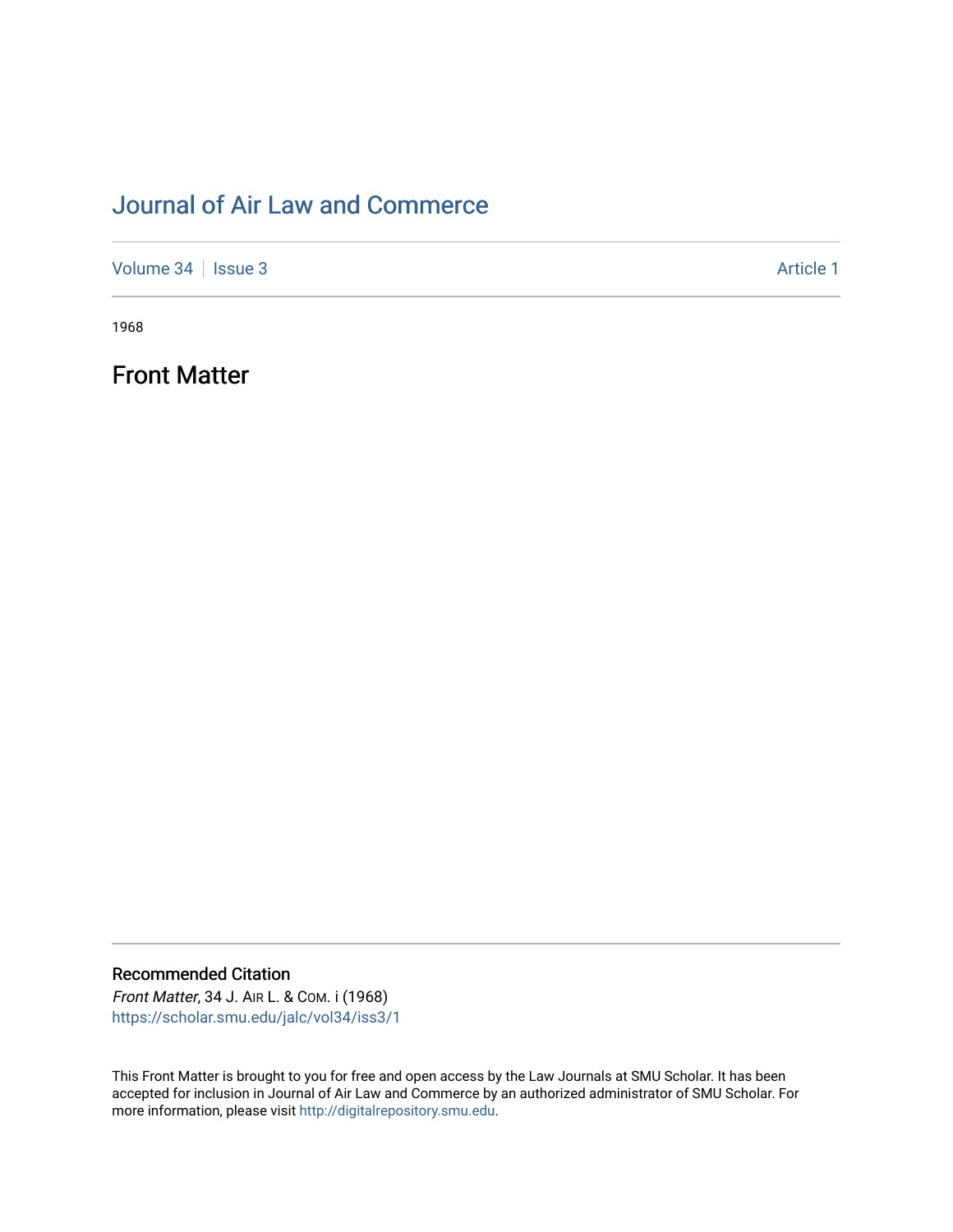# Journal of Air Law and Commerce

Volume 34 | Issue 3 | Article 1

1968

## Front Matter

### Recommended Citation

*Front Matter*, 34 J. Air L. & Com. i (1968)
https://scholar.smu.edu/jalc/vol34/iss3/1

This Front Matter is brought to you for free and open access by the Law Journals at SMU Scholar. It has been accepted for inclusion in Journal of Air Law and Commerce by an authorized administrator of SMU Scholar. For more information, please visit http://digitalrepository.smu.edu.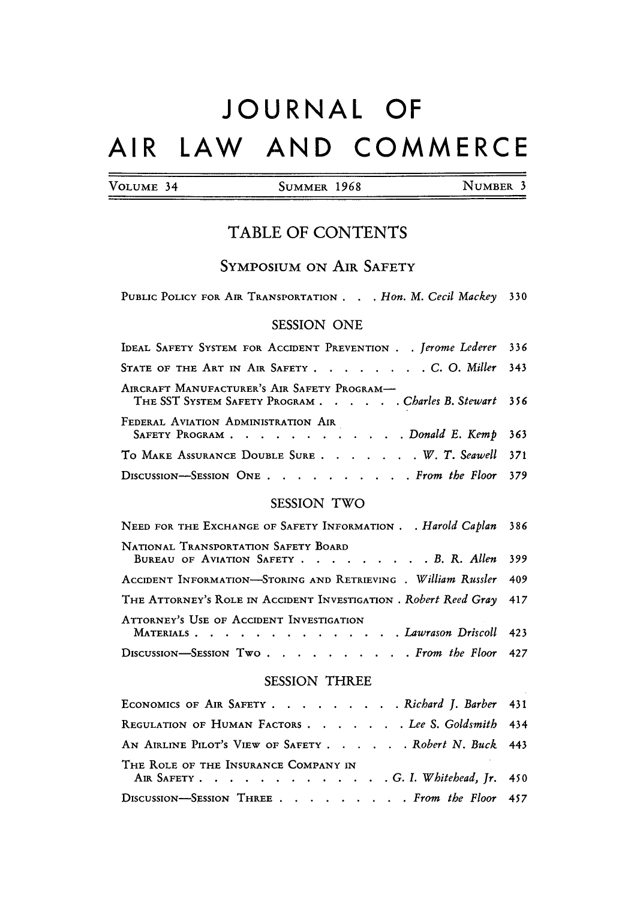# JOURNAL OF AIR LAW AND COMMERCE

VOLUME 34 SUMMER 1968 NUMBER 3

## TABLE OF CONTENTS

### SYMPOSIUM ON AIR SAFETY

PUBLIC POLICY FOR AIR TRANSPORTATION . . . *Hon. M. Cecil Mackey* 330

### SESSION ONE

IDEAL SAFETY SYSTEM FOR ACCIDENT PREVENTION . . *Jerome Lederer* 336

STATE OF THE ART IN AIR SAFETY . . . . . . . . *C. O. Miller* 343

AIRCRAFT MANUFACTURER'S AIR SAFETY PROGRAM—THE SST SYSTEM SAFETY PROGRAM . . . . . . *Charles B. Stewart* 356

FEDERAL AVIATION ADMINISTRATION AIR SAFETY PROGRAM . . . . . . . . . . . . . *Donald E. Kemp* 363

TO MAKE ASSURANCE DOUBLE SURE . . . . . . . *W. T. Seawell* 371

DISCUSSION—SESSION ONE . . . . . . . . . . *From the Floor* 379

### SESSION TWO

NEED FOR THE EXCHANGE OF SAFETY INFORMATION . . *Harold Caplan* 386

NATIONAL TRANSPORTATION SAFETY BOARD BUREAU OF AVIATION SAFETY . . . . . . . . . . *B. R. Allen* 399

ACCIDENT INFORMATION—STORING AND RETRIEVING . *William Russler* 409

THE ATTORNEY'S ROLE IN ACCIDENT INVESTIGATION . *Robert Reed Gray* 417

ATTORNEY'S USE OF ACCIDENT INVESTIGATION MATERIALS . . . . . . . . . . . . . . . *Lawrason Driscoll* 423

DISCUSSION—SESSION TWO . . . . . . . . . . *From the Floor* 427

### SESSION THREE

ECONOMICS OF AIR SAFETY . . . . . . . . . *Richard J. Barber* 431

REGULATION OF HUMAN FACTORS . . . . . . . *Lee S. Goldsmith* 434

AN AIRLINE PILOT'S VIEW OF SAFETY . . . . . . *Robert N. Buck* 443

THE ROLE OF THE INSURANCE COMPANY IN AIR SAFETY . . . . . . . . . . . . . . *G. I. Whitehead, Jr.* 450

DISCUSSION—SESSION THREE . . . . . . . . . *From the Floor* 457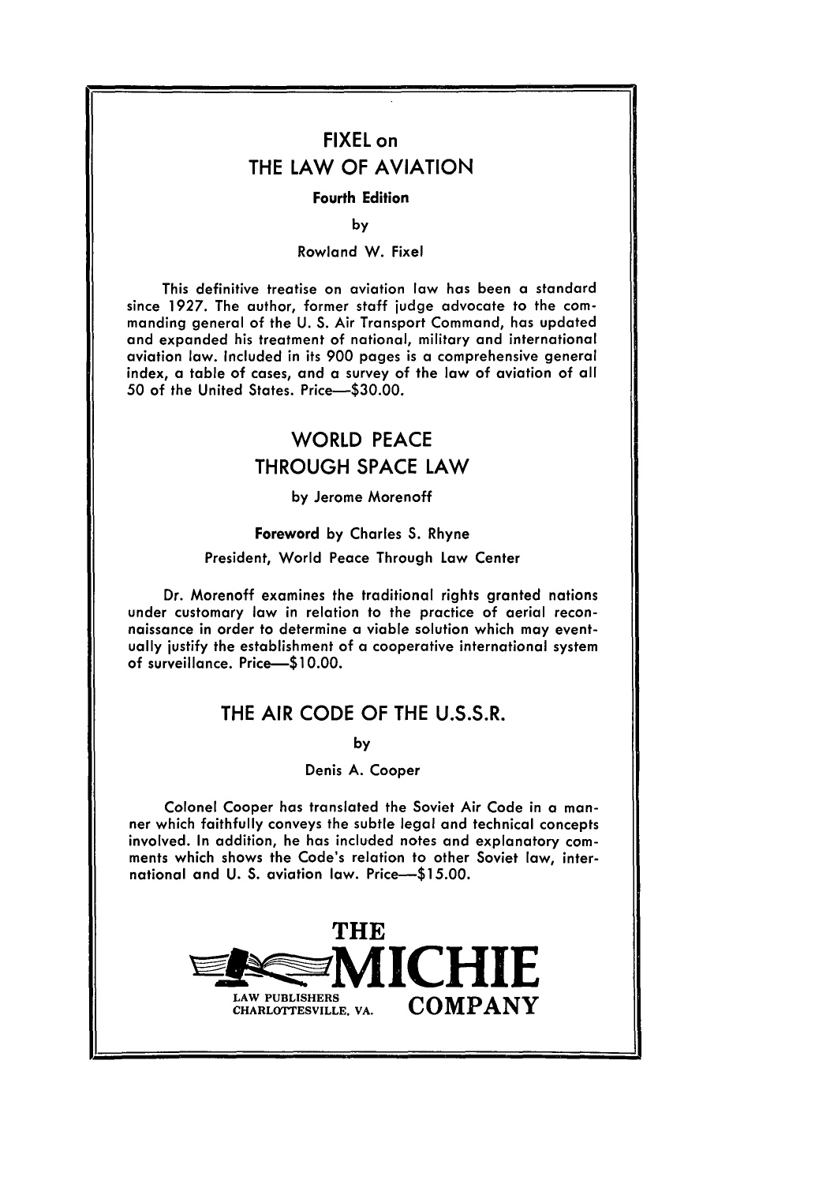# FIXEL on THE LAW OF AVIATION

**Fourth Edition**

by

Rowland W. Fixel

This definitive treatise on aviation law has been a standard since 1927. The author, former staff judge advocate to the commanding general of the U. S. Air Transport Command, has updated and expanded his treatment of national, military and international aviation law. Included in its 900 pages is a comprehensive general index, a table of cases, and a survey of the law of aviation of all 50 of the United States. Price—$30.00.

# WORLD PEACE THROUGH SPACE LAW

by Jerome Morenoff

**Foreword** by Charles S. Rhyne

President, World Peace Through Law Center

Dr. Morenoff examines the traditional rights granted nations under customary law in relation to the practice of aerial reconnaissance in order to determine a viable solution which may eventually justify the establishment of a cooperative international system of surveillance. Price—$10.00.

# THE AIR CODE OF THE U.S.S.R.

by

Denis A. Cooper

Colonel Cooper has translated the Soviet Air Code in a manner which faithfully conveys the subtle legal and technical concepts involved. In addition, he has included notes and explanatory comments which shows the Code's relation to other Soviet law, international and U. S. aviation law. Price—$15.00.

**THE MICHIE COMPANY**

LAW PUBLISHERS
CHARLOTTESVILLE, VA.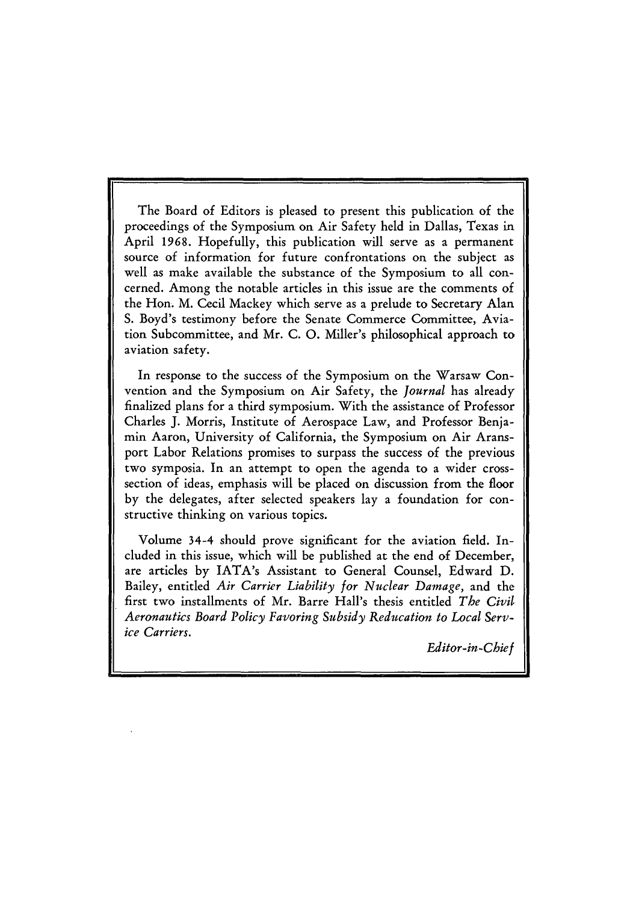The Board of Editors is pleased to present this publication of the proceedings of the Symposium on Air Safety held in Dallas, Texas in April 1968. Hopefully, this publication will serve as a permanent source of information for future confrontations on the subject as well as make available the substance of the Symposium to all concerned. Among the notable articles in this issue are the comments of the Hon. M. Cecil Mackey which serve as a prelude to Secretary Alan S. Boyd's testimony before the Senate Commerce Committee, Aviation Subcommittee, and Mr. C. O. Miller's philosophical approach to aviation safety.

In response to the success of the Symposium on the Warsaw Convention and the Symposium on Air Safety, the *Journal* has already finalized plans for a third symposium. With the assistance of Professor Charles J. Morris, Institute of Aerospace Law, and Professor Benjamin Aaron, University of California, the Symposium on Air Aransport Labor Relations promises to surpass the success of the previous two symposia. In an attempt to open the agenda to a wider cross-section of ideas, emphasis will be placed on discussion from the floor by the delegates, after selected speakers lay a foundation for constructive thinking on various topics.

Volume 34-4 should prove significant for the aviation field. Included in this issue, which will be published at the end of December, are articles by IATA's Assistant to General Counsel, Edward D. Bailey, entitled *Air Carrier Liability for Nuclear Damage*, and the first two installments of Mr. Barre Hall's thesis entitled *The Civil Aeronautics Board Policy Favoring Subsidy Reducation to Local Service Carriers.*

*Editor-in-Chief*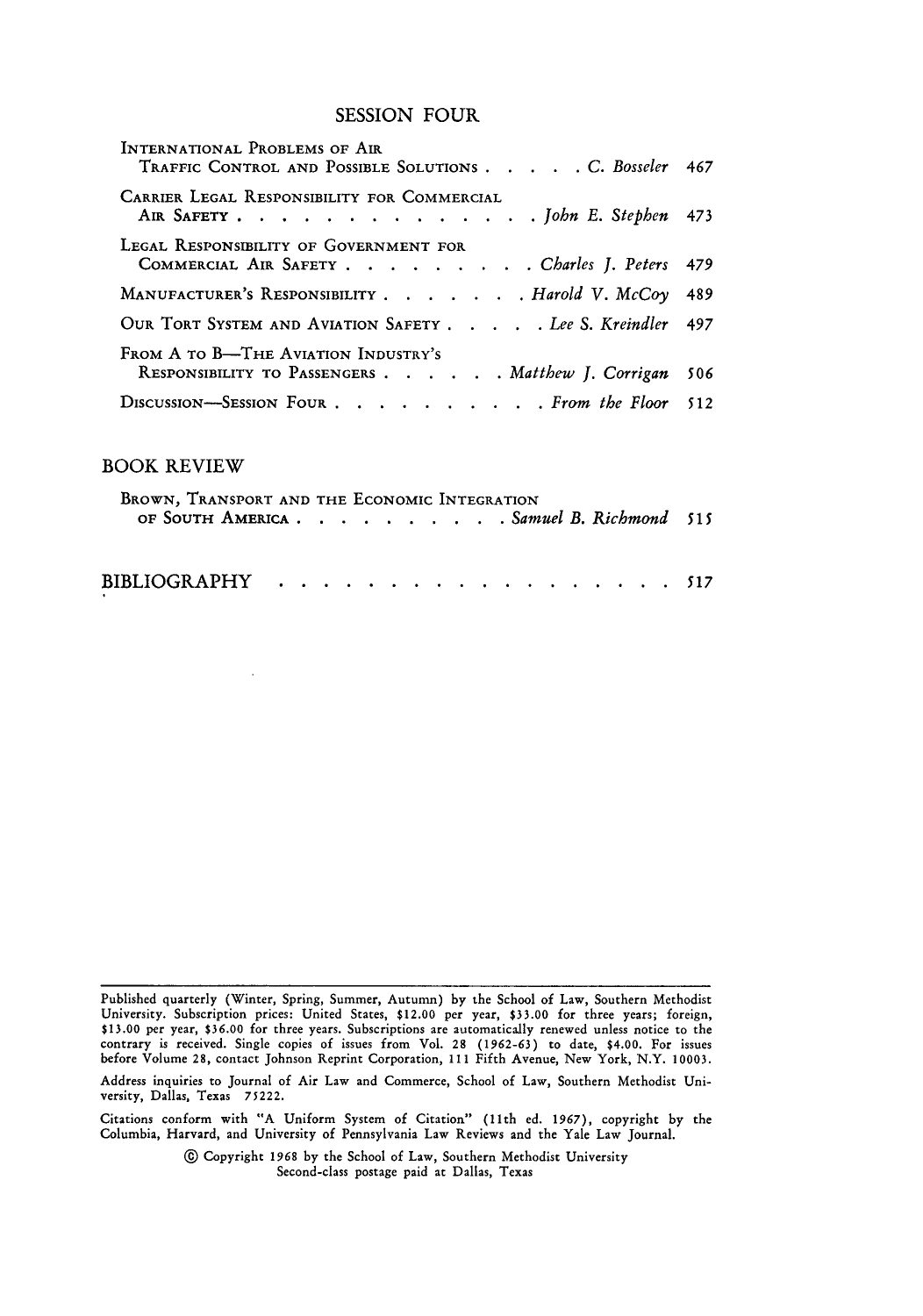## SESSION FOUR

INTERNATIONAL PROBLEMS OF AIR TRAFFIC CONTROL AND POSSIBLE SOLUTIONS . . . . . *C. Bosseler* 467

CARRIER LEGAL RESPONSIBILITY FOR COMMERCIAL AIR SAFETY . . . . . . . . . . . . . . . *John E. Stephen* 473

LEGAL RESPONSIBILITY OF GOVERNMENT FOR COMMERCIAL AIR SAFETY . . . . . . . . . *Charles J. Peters* 479

MANUFACTURER'S RESPONSIBILITY . . . . . . . *Harold V. McCoy* 489

OUR TORT SYSTEM AND AVIATION SAFETY . . . . . *Lee S. Kreindler* 497

FROM A TO B—THE AVIATION INDUSTRY'S RESPONSIBILITY TO PASSENGERS . . . . . . *Matthew J. Corrigan* 506

DISCUSSION—SESSION FOUR . . . . . . . . . . *From the Floor* 512

## BOOK REVIEW

BROWN, TRANSPORT AND THE ECONOMIC INTEGRATION OF SOUTH AMERICA . . . . . . . . . . *Samuel B. Richmond* 515

## BIBLIOGRAPHY . . . . . . . . . . . . . . . . . . . 517

---

Published quarterly (Winter, Spring, Summer, Autumn) by the School of Law, Southern Methodist University. Subscription prices: United States, $12.00 per year, $33.00 for three years; foreign, $13.00 per year, $36.00 for three years. Subscriptions are automatically renewed unless notice to the contrary is received. Single copies of issues from Vol. 28 (1962-63) to date, $4.00. For issues before Volume 28, contact Johnson Reprint Corporation, 111 Fifth Avenue, New York, N.Y. 10003.

Address inquiries to Journal of Air Law and Commerce, School of Law, Southern Methodist University, Dallas, Texas 75222.

Citations conform with "A Uniform System of Citation" (11th ed. 1967), copyright by the Columbia, Harvard, and University of Pennsylvania Law Reviews and the Yale Law Journal.

© Copyright 1968 by the School of Law, Southern Methodist University
Second-class postage paid at Dallas, Texas